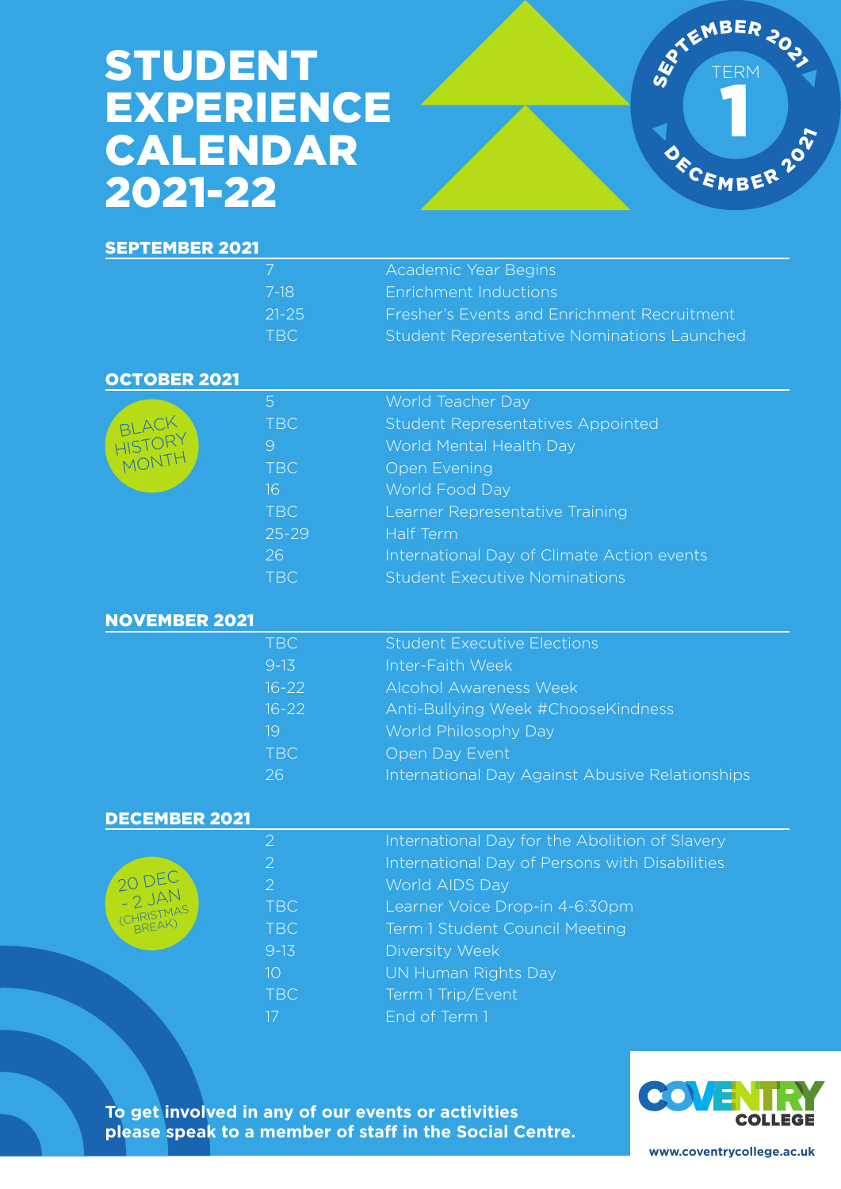# STUDENT EXPERIENCE CALENDAR 2021-22

SEPTEMBER 2021 – TERM 1 – DECEMBER 2021

## SEPTEMBER 2021

| Date | Event |
|---|---|
| 7 | Academic Year Begins |
| 7-18 | Enrichment Inductions |
| 21-25 | Fresher's Events and Enrichment Recruitment |
| TBC | Student Representative Nominations Launched |

## OCTOBER 2021

BLACK HISTORY MONTH

| Date | Event |
|---|---|
| 5 | World Teacher Day |
| TBC | Student Representatives Appointed |
| 9 | World Mental Health Day |
| TBC | Open Evening |
| 16 | World Food Day |
| TBC | Learner Representative Training |
| 25-29 | Half Term |
| 26 | International Day of Climate Action events |
| TBC | Student Executive Nominations |

## NOVEMBER 2021

| Date | Event |
|---|---|
| TBC | Student Executive Elections |
| 9-13 | Inter-Faith Week |
| 16-22 | Alcohol Awareness Week |
| 16-22 | Anti-Bullying Week #ChooseKindness |
| 19 | World Philosophy Day |
| TBC | Open Day Event |
| 26 | International Day Against Abusive Relationships |

## DECEMBER 2021

20 DEC - 2 JAN (CHRISTMAS BREAK)

| Date | Event |
|---|---|
| 2 | International Day for the Abolition of Slavery |
| 2 | International Day of Persons with Disabilities |
| 2 | World AIDS Day |
| TBC | Learner Voice Drop-in 4-6:30pm |
| TBC | Term 1 Student Council Meeting |
| 9-13 | Diversity Week |
| 10 | UN Human Rights Day |
| TBC | Term 1 Trip/Event |
| 17 | End of Term 1 |

**To get involved in any of our events or activities please speak to a member of staff in the Social Centre.**

COVENTRY COLLEGE

www.coventrycollege.ac.uk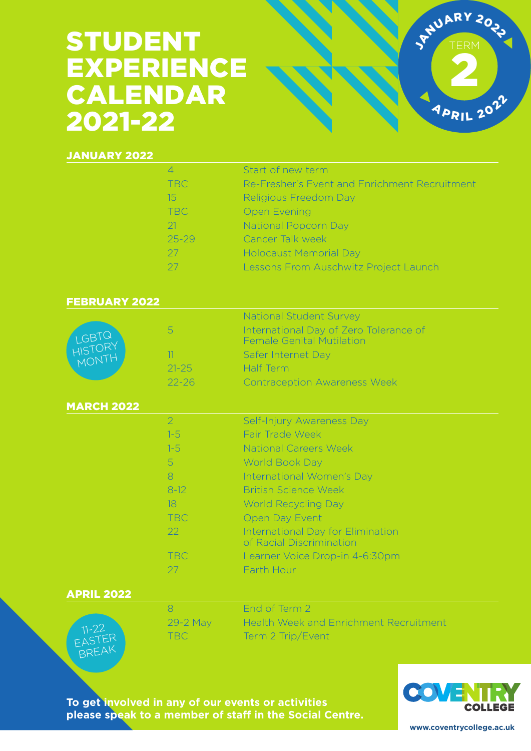# STUDENT EXPERIENCE CALENDAR 2021-22

JANUARY 2022 · TERM 2 · APRIL 2022

## JANUARY 2022

| Date | Event |
|---|---|
| 4 | Start of new term |
| TBC | Re-Fresher's Event and Enrichment Recruitment |
| 15 | Religious Freedom Day |
| TBC | Open Evening |
| 21 | National Popcorn Day |
| 25-29 | Cancer Talk week |
| 27 | Holocaust Memorial Day |
| 27 | Lessons From Auschwitz Project Launch |

## FEBRUARY 2022

LGBTQ HISTORY MONTH

| Date | Event |
|---|---|
| | National Student Survey |
| 5 | International Day of Zero Tolerance of Female Genital Mutilation |
| 11 | Safer Internet Day |
| 21-25 | Half Term |
| 22-26 | Contraception Awareness Week |

## MARCH 2022

| Date | Event |
|---|---|
| 2 | Self-Injury Awareness Day |
| 1-5 | Fair Trade Week |
| 1-5 | National Careers Week |
| 5 | World Book Day |
| 8 | International Women's Day |
| 8-12 | British Science Week |
| 18 | World Recycling Day |
| TBC | Open Day Event |
| 22 | International Day for Elimination of Racial Discrimination |
| TBC | Learner Voice Drop-in 4-6:30pm |
| 27 | Earth Hour |

## APRIL 2022

11-22 EASTER BREAK

| Date | Event |
|---|---|
| 8 | End of Term 2 |
| 29-2 May | Health Week and Enrichment Recruitment |
| TBC | Term 2 Trip/Event |

**To get involved in any of our events or activities please speak to a member of staff in the Social Centre.**

COVENTRY COLLEGE

www.coventrycollege.ac.uk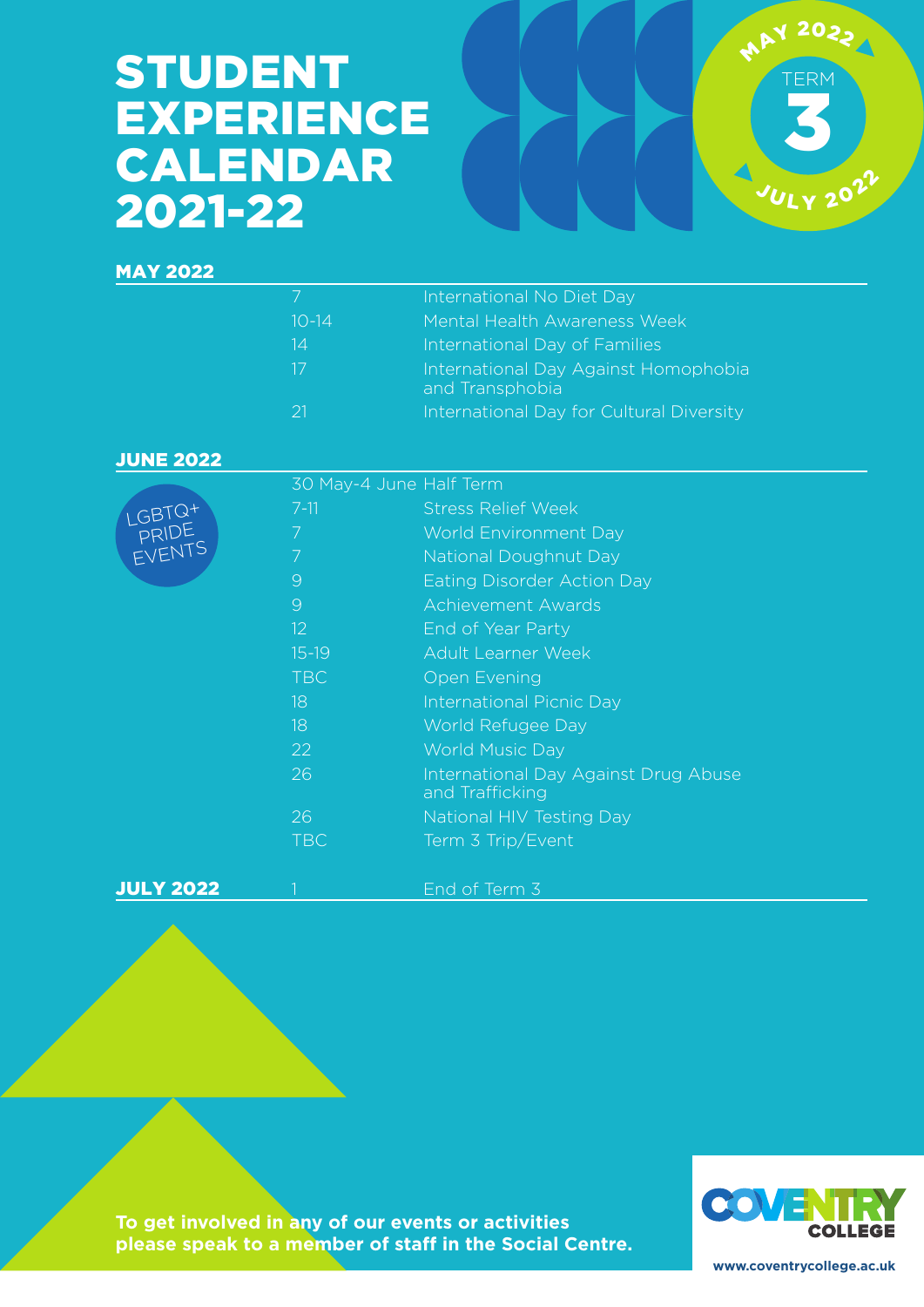# STUDENT EXPERIENCE CALENDAR 2021-22

MAY 2022
TERM
3
JULY 2022

## MAY 2022

| | |
|---|---|
| 7 | International No Diet Day |
| 10-14 | Mental Health Awareness Week |
| 14 | International Day of Families |
| 17 | International Day Against Homophobia and Transphobia |
| 21 | International Day for Cultural Diversity |

## JUNE 2022

LGBTQ+ PRIDE EVENTS

| | |
|---|---|
| 30 May-4 June | Half Term |
| 7-11 | Stress Relief Week |
| 7 | World Environment Day |
| 7 | National Doughnut Day |
| 9 | Eating Disorder Action Day |
| 9 | Achievement Awards |
| 12 | End of Year Party |
| 15-19 | Adult Learner Week |
| TBC | Open Evening |
| 18 | International Picnic Day |
| 18 | World Refugee Day |
| 22 | World Music Day |
| 26 | International Day Against Drug Abuse and Trafficking |
| 26 | National HIV Testing Day |
| TBC | Term 3 Trip/Event |

## JULY 2022

| | |
|---|---|
| 1 | End of Term 3 |

**To get involved in any of our events or activities please speak to a member of staff in the Social Centre.**

COVENTRY COLLEGE

www.coventrycollege.ac.uk